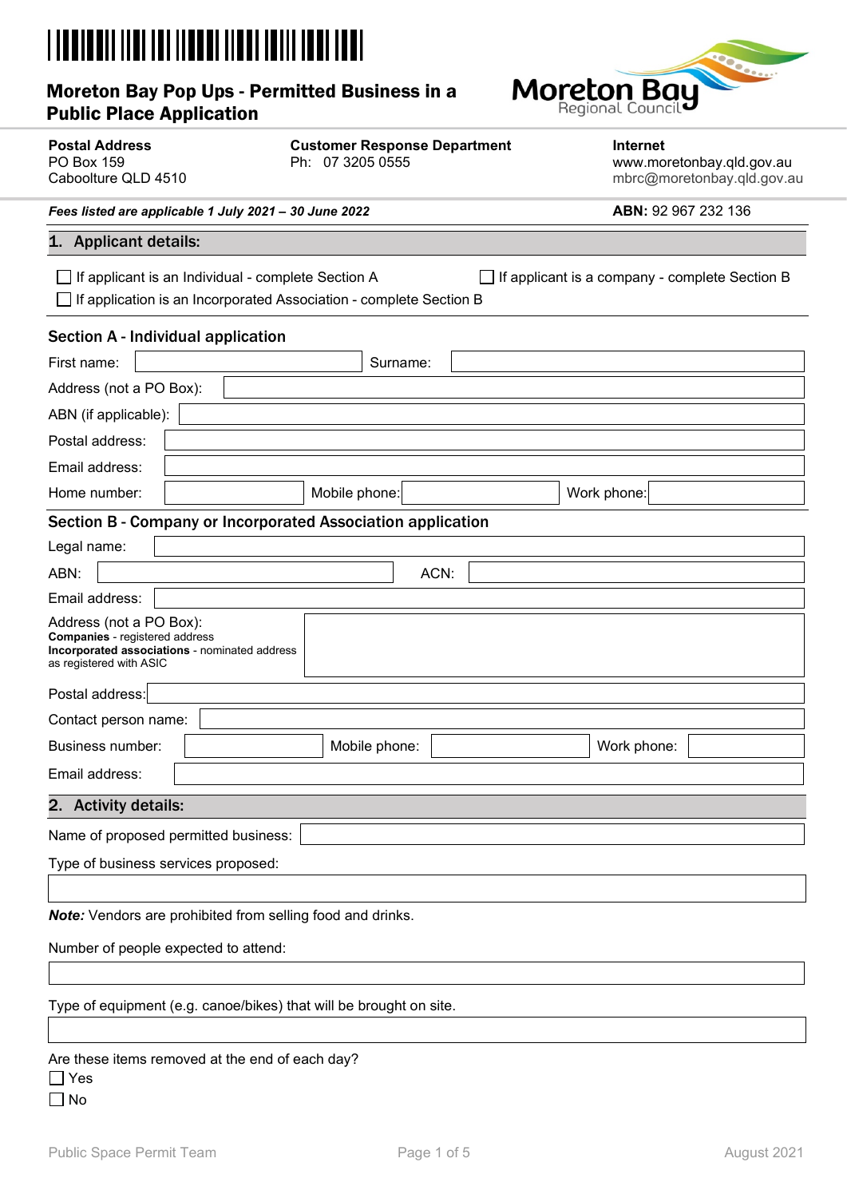# Moreton Bay Pop Ups - Permitted Business in a Public Place Application

**Postal Address**
PO Box 159
Caboolture QLD 4510

**Customer Response Department**
Ph: 07 3205 0555

**Internet**
www.moretonbay.qld.gov.au
mbrc@moretonbay.qld.gov.au

***Fees listed are applicable 1 July 2021 – 30 June 2022***

**ABN:** 92 967 232 136

## 1. Applicant details:

☐ If applicant is an Individual - complete Section A

☐ If applicant is a company - complete Section B

☐ If application is an Incorporated Association - complete Section B

### Section A - Individual application

First name: ______ Surname: ______

Address (not a PO Box): ______

ABN (if applicable): ______

Postal address: ______

Email address: ______

Home number: ______ Mobile phone: ______ Work phone: ______

### Section B - Company or Incorporated Association application

Legal name: ______

ABN: ______ ACN: ______

Email address: ______

Address (not a PO Box):
**Companies** - registered address
**Incorporated associations** - nominated address as registered with ASIC
______

Postal address: ______

Contact person name: ______

Business number: ______ Mobile phone: ______ Work phone: ______

Email address: ______

## 2. Activity details:

Name of proposed permitted business: ______

Type of business services proposed:

______

***Note:*** Vendors are prohibited from selling food and drinks.

Number of people expected to attend:

______

Type of equipment (e.g. canoe/bikes) that will be brought on site.

______

Are these items removed at the end of each day?

☐ Yes

☐ No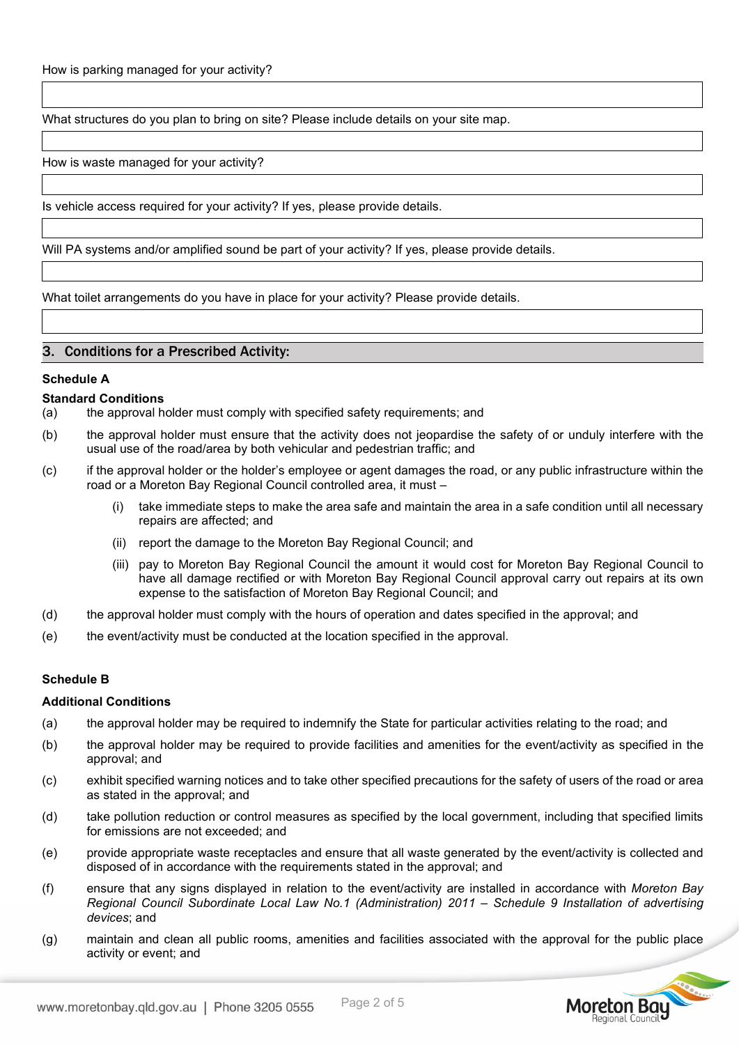How is parking managed for your activity?

What structures do you plan to bring on site? Please include details on your site map.

How is waste managed for your activity?

Is vehicle access required for your activity? If yes, please provide details.

Will PA systems and/or amplified sound be part of your activity? If yes, please provide details.

What toilet arrangements do you have in place for your activity? Please provide details.

## 3. Conditions for a Prescribed Activity:

**Schedule A**

**Standard Conditions**

(a) the approval holder must comply with specified safety requirements; and

(b) the approval holder must ensure that the activity does not jeopardise the safety of or unduly interfere with the usual use of the road/area by both vehicular and pedestrian traffic; and

(c) if the approval holder or the holder's employee or agent damages the road, or any public infrastructure within the road or a Moreton Bay Regional Council controlled area, it must –

  (i) take immediate steps to make the area safe and maintain the area in a safe condition until all necessary repairs are affected; and

  (ii) report the damage to the Moreton Bay Regional Council; and

  (iii) pay to Moreton Bay Regional Council the amount it would cost for Moreton Bay Regional Council to have all damage rectified or with Moreton Bay Regional Council approval carry out repairs at its own expense to the satisfaction of Moreton Bay Regional Council; and

(d) the approval holder must comply with the hours of operation and dates specified in the approval; and

(e) the event/activity must be conducted at the location specified in the approval.

**Schedule B**

**Additional Conditions**

(a) the approval holder may be required to indemnify the State for particular activities relating to the road; and

(b) the approval holder may be required to provide facilities and amenities for the event/activity as specified in the approval; and

(c) exhibit specified warning notices and to take other specified precautions for the safety of users of the road or area as stated in the approval; and

(d) take pollution reduction or control measures as specified by the local government, including that specified limits for emissions are not exceeded; and

(e) provide appropriate waste receptacles and ensure that all waste generated by the event/activity is collected and disposed of in accordance with the requirements stated in the approval; and

(f) ensure that any signs displayed in relation to the event/activity are installed in accordance with *Moreton Bay Regional Council Subordinate Local Law No.1 (Administration) 2011 – Schedule 9 Installation of advertising devices*; and

(g) maintain and clean all public rooms, amenities and facilities associated with the approval for the public place activity or event; and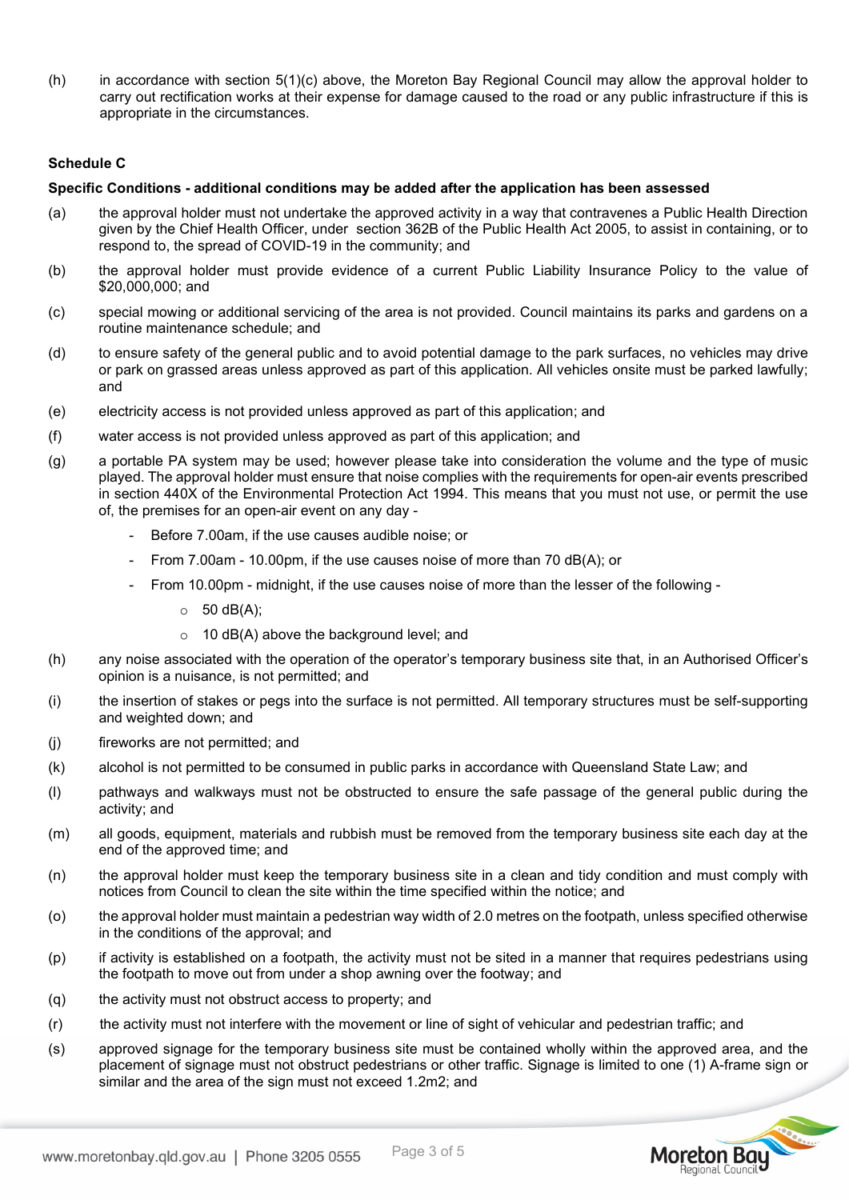(h) in accordance with section 5(1)(c) above, the Moreton Bay Regional Council may allow the approval holder to carry out rectification works at their expense for damage caused to the road or any public infrastructure if this is appropriate in the circumstances.

**Schedule C**

**Specific Conditions - additional conditions may be added after the application has been assessed**

(a) the approval holder must not undertake the approved activity in a way that contravenes a Public Health Direction given by the Chief Health Officer, under section 362B of the Public Health Act 2005, to assist in containing, or to respond to, the spread of COVID-19 in the community; and

(b) the approval holder must provide evidence of a current Public Liability Insurance Policy to the value of $20,000,000; and

(c) special mowing or additional servicing of the area is not provided. Council maintains its parks and gardens on a routine maintenance schedule; and

(d) to ensure safety of the general public and to avoid potential damage to the park surfaces, no vehicles may drive or park on grassed areas unless approved as part of this application. All vehicles onsite must be parked lawfully; and

(e) electricity access is not provided unless approved as part of this application; and

(f) water access is not provided unless approved as part of this application; and

(g) a portable PA system may be used; however please take into consideration the volume and the type of music played. The approval holder must ensure that noise complies with the requirements for open-air events prescribed in section 440X of the Environmental Protection Act 1994. This means that you must not use, or permit the use of, the premises for an open-air event on any day -

- Before 7.00am, if the use causes audible noise; or
- From 7.00am - 10.00pm, if the use causes noise of more than 70 dB(A); or
- From 10.00pm - midnight, if the use causes noise of more than the lesser of the following -
  - 50 dB(A);
  - 10 dB(A) above the background level; and

(h) any noise associated with the operation of the operator's temporary business site that, in an Authorised Officer's opinion is a nuisance, is not permitted; and

(i) the insertion of stakes or pegs into the surface is not permitted. All temporary structures must be self-supporting and weighted down; and

(j) fireworks are not permitted; and

(k) alcohol is not permitted to be consumed in public parks in accordance with Queensland State Law; and

(l) pathways and walkways must not be obstructed to ensure the safe passage of the general public during the activity; and

(m) all goods, equipment, materials and rubbish must be removed from the temporary business site each day at the end of the approved time; and

(n) the approval holder must keep the temporary business site in a clean and tidy condition and must comply with notices from Council to clean the site within the time specified within the notice; and

(o) the approval holder must maintain a pedestrian way width of 2.0 metres on the footpath, unless specified otherwise in the conditions of the approval; and

(p) if activity is established on a footpath, the activity must not be sited in a manner that requires pedestrians using the footpath to move out from under a shop awning over the footway; and

(q) the activity must not obstruct access to property; and

(r) the activity must not interfere with the movement or line of sight of vehicular and pedestrian traffic; and

(s) approved signage for the temporary business site must be contained wholly within the approved area, and the placement of signage must not obstruct pedestrians or other traffic. Signage is limited to one (1) A-frame sign or similar and the area of the sign must not exceed 1.2m2; and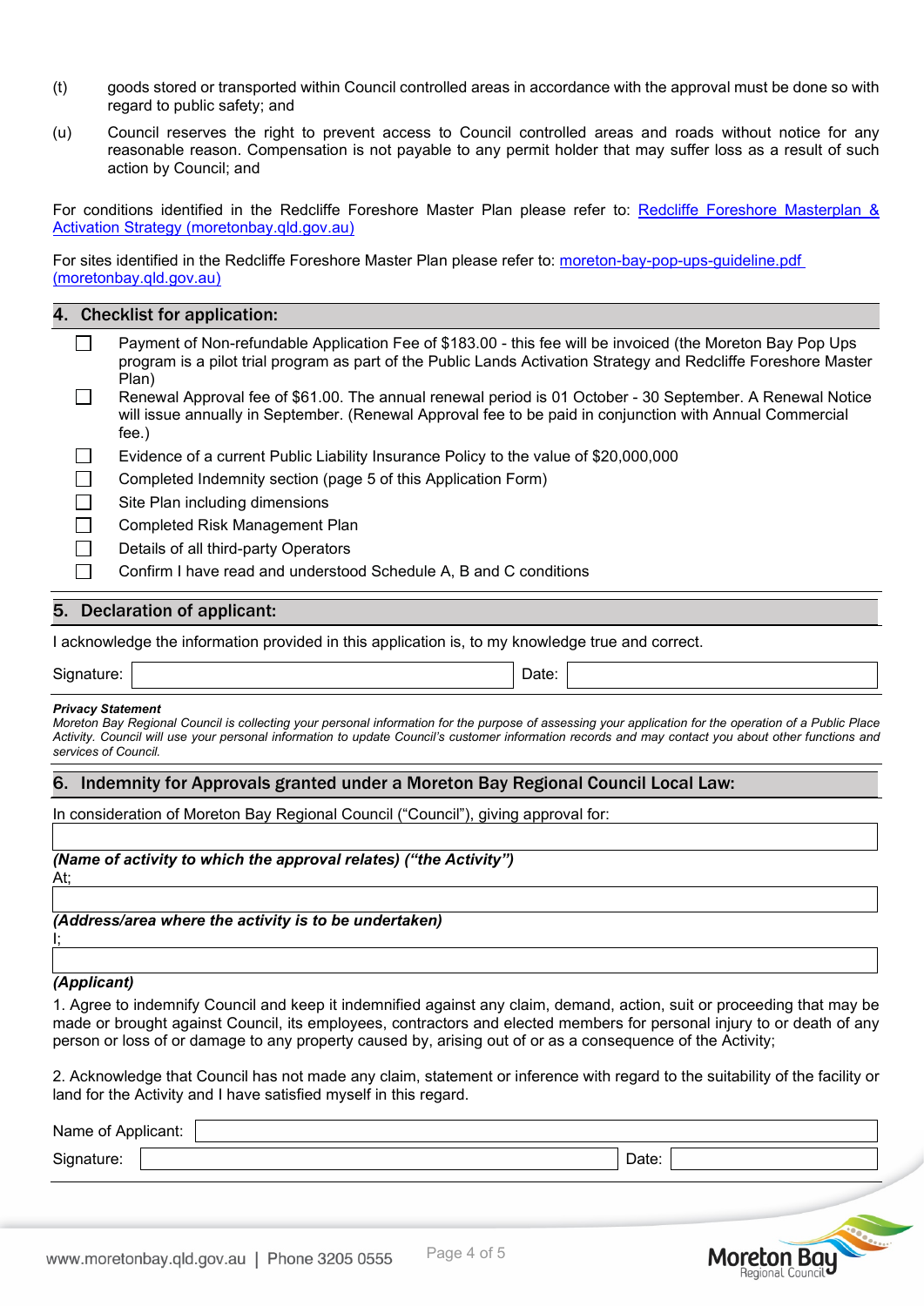(t) goods stored or transported within Council controlled areas in accordance with the approval must be done so with regard to public safety; and

(u) Council reserves the right to prevent access to Council controlled areas and roads without notice for any reasonable reason. Compensation is not payable to any permit holder that may suffer loss as a result of such action by Council; and

For conditions identified in the Redcliffe Foreshore Master Plan please refer to: [Redcliffe Foreshore Masterplan & Activation Strategy (moretonbay.qld.gov.au)]

For sites identified in the Redcliffe Foreshore Master Plan please refer to: [moreton-bay-pop-ups-guideline.pdf (moretonbay.qld.gov.au)]

## 4. Checklist for application:

- ☐ Payment of Non-refundable Application Fee of $183.00 - this fee will be invoiced (the Moreton Bay Pop Ups program is a pilot trial program as part of the Public Lands Activation Strategy and Redcliffe Foreshore Master Plan)
- ☐ Renewal Approval fee of $61.00. The annual renewal period is 01 October - 30 September. A Renewal Notice will issue annually in September. (Renewal Approval fee to be paid in conjunction with Annual Commercial fee.)
- ☐ Evidence of a current Public Liability Insurance Policy to the value of $20,000,000
- ☐ Completed Indemnity section (page 5 of this Application Form)
- ☐ Site Plan including dimensions
- ☐ Completed Risk Management Plan
- ☐ Details of all third-party Operators
- ☐ Confirm I have read and understood Schedule A, B and C conditions

## 5. Declaration of applicant:

I acknowledge the information provided in this application is, to my knowledge true and correct.

Signature: ______________________ Date: ______________

***Privacy Statement***
*Moreton Bay Regional Council is collecting your personal information for the purpose of assessing your application for the operation of a Public Place Activity. Council will use your personal information to update Council's customer information records and may contact you about other functions and services of Council.*

## 6. Indemnity for Approvals granted under a Moreton Bay Regional Council Local Law:

In consideration of Moreton Bay Regional Council ("Council"), giving approval for:

______________________________________________

***(Name of activity to which the approval relates) ("the Activity")***
At;

______________________________________________

***(Address/area where the activity is to be undertaken)***
I;

______________________________________________

***(Applicant)***

1. Agree to indemnify Council and keep it indemnified against any claim, demand, action, suit or proceeding that may be made or brought against Council, its employees, contractors and elected members for personal injury to or death of any person or loss of or damage to any property caused by, arising out of or as a consequence of the Activity;

2. Acknowledge that Council has not made any claim, statement or inference with regard to the suitability of the facility or land for the Activity and I have satisfied myself in this regard.

Name of Applicant: ______________________

Signature: ______________________ Date: ______________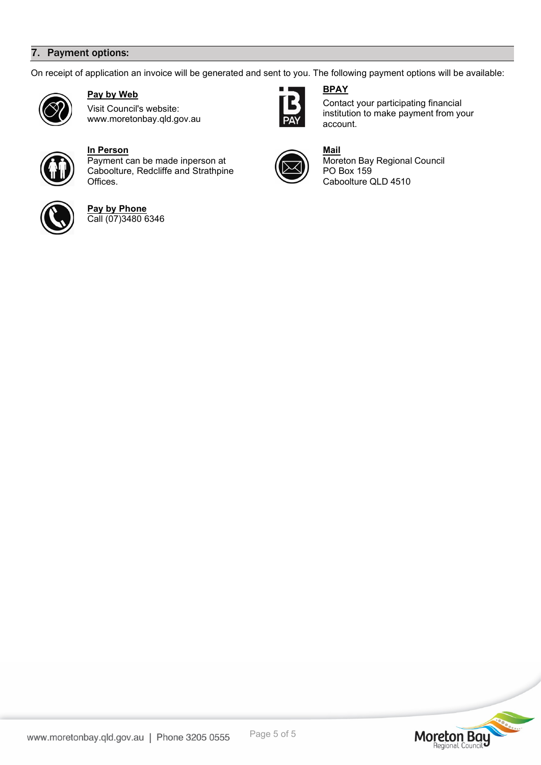## 7. Payment options:

On receipt of application an invoice will be generated and sent to you. The following payment options will be available:

**Pay by Web**
Visit Council's website:
www.moretonbay.qld.gov.au

**In Person**
Payment can be made inperson at Caboolture, Redcliffe and Strathpine Offices.

**Pay by Phone**
Call (07)3480 6346

**BPAY**
Contact your participating financial institution to make payment from your account.

**Mail**
Moreton Bay Regional Council
PO Box 159
Caboolture QLD 4510